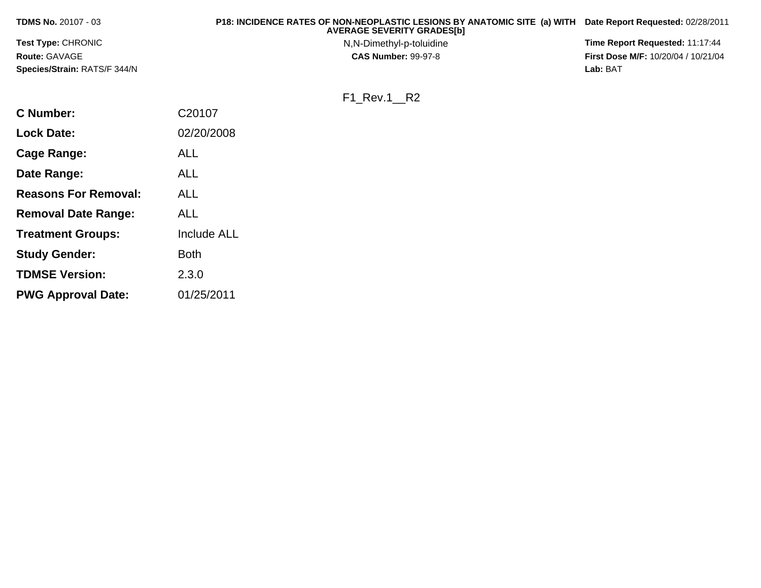**TDMS No.** 20107 - 03

**Test Type:** CHRONIC

**Route:** GAVAGE

**Species/Strain:** RATS/F 344/N

**P18: INCIDENCE RATES OF NON-NEOPLASTIC LESIONS BY ANATOMIC SITE (a) WITH AVERAGE SEVERITY GRADES[b]**

N,N-Dimethyl-p-toluidine

**CAS Number:** 99-97-8

**Date Report Requested:** 02/28/2011

**Time Report Requested:** 11:17:44

**First Dose M/F:** 10/20/04 / 10/21/04

**Lab:** BAT

F1_Rev.1__R2

| | |
|---|---|
| **C Number:** | C20107 |
| **Lock Date:** | 02/20/2008 |
| **Cage Range:** | ALL |
| **Date Range:** | ALL |
| **Reasons For Removal:** | ALL |
| **Removal Date Range:** | ALL |
| **Treatment Groups:** | Include ALL |
| **Study Gender:** | Both |
| **TDMSE Version:** | 2.3.0 |
| **PWG Approval Date:** | 01/25/2011 |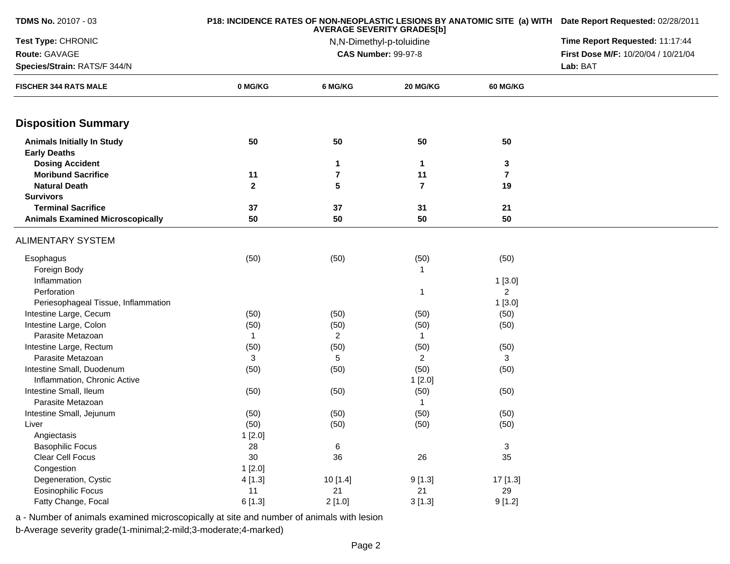TDMS No. 20107 - 03

Test Type: CHRONIC

Route: GAVAGE

Species/Strain: RATS/F 344/N

**P18: INCIDENCE RATES OF NON-NEOPLASTIC LESIONS BY ANATOMIC SITE (a) WITH AVERAGE SEVERITY GRADES[b]**

N,N-Dimethyl-p-toluidine

**CAS Number:** 99-97-8

**Date Report Requested:** 02/28/2011

**Time Report Requested:** 11:17:44

**First Dose M/F:** 10/20/04 / 10/21/04

**Lab:** BAT

| FISCHER 344 RATS MALE | 0 MG/KG | 6 MG/KG | 20 MG/KG | 60 MG/KG |
|---|---|---|---|---|
| **Disposition Summary** | | | | |
| **Animals Initially In Study** | **50** | **50** | **50** | **50** |
| **Early Deaths** | | | | |
| **Dosing Accident** | | **1** | **1** | **3** |
| **Moribund Sacrifice** | **11** | **7** | **11** | **7** |
| **Natural Death** | **2** | **5** | **7** | **19** |
| **Survivors** | | | | |
| **Terminal Sacrifice** | **37** | **37** | **31** | **21** |
| **Animals Examined Microscopically** | **50** | **50** | **50** | **50** |
| ALIMENTARY SYSTEM | | | | |
| Esophagus | (50) | (50) | (50) | (50) |
| Foreign Body | | | 1 | |
| Inflammation | | | | 1 [3.0] |
| Perforation | | | 1 | 2 |
| Periesophageal Tissue, Inflammation | | | | 1 [3.0] |
| Intestine Large, Cecum | (50) | (50) | (50) | (50) |
| Intestine Large, Colon | (50) | (50) | (50) | (50) |
| Parasite Metazoan | 1 | 2 | 1 | |
| Intestine Large, Rectum | (50) | (50) | (50) | (50) |
| Parasite Metazoan | 3 | 5 | 2 | 3 |
| Intestine Small, Duodenum | (50) | (50) | (50) | (50) |
| Inflammation, Chronic Active | | | 1 [2.0] | |
| Intestine Small, Ileum | (50) | (50) | (50) | (50) |
| Parasite Metazoan | | | 1 | |
| Intestine Small, Jejunum | (50) | (50) | (50) | (50) |
| Liver | (50) | (50) | (50) | (50) |
| Angiectasis | 1 [2.0] | | | |
| Basophilic Focus | 28 | 6 | | 3 |
| Clear Cell Focus | 30 | 36 | 26 | 35 |
| Congestion | 1 [2.0] | | | |
| Degeneration, Cystic | 4 [1.3] | 10 [1.4] | 9 [1.3] | 17 [1.3] |
| Eosinophilic Focus | 11 | 21 | 21 | 29 |
| Fatty Change, Focal | 6 [1.3] | 2 [1.0] | 3 [1.3] | 9 [1.2] |

a - Number of animals examined microscopically at site and number of animals with lesion

b-Average severity grade(1-minimal;2-mild;3-moderate;4-marked)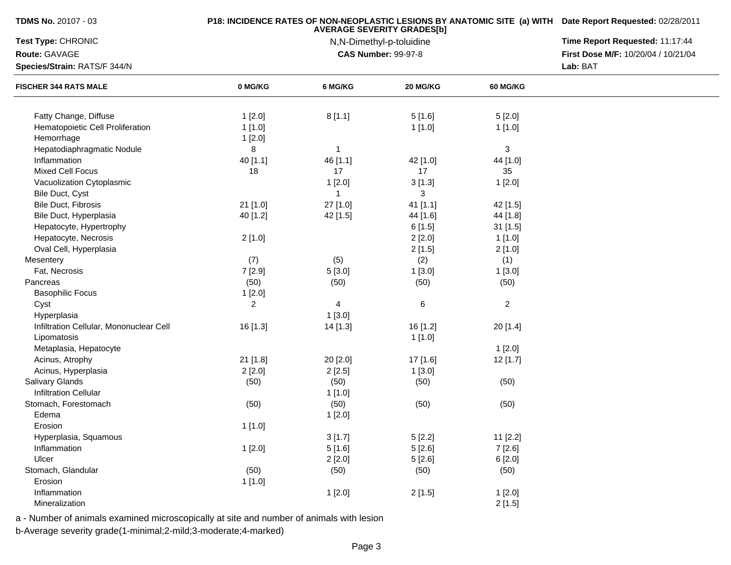**TDMS No.** 20107 - 03

**Test Type:** CHRONIC

**Route:** GAVAGE

**Species/Strain:** RATS/F 344/N

**P18: INCIDENCE RATES OF NON-NEOPLASTIC LESIONS BY ANATOMIC SITE (a) WITH AVERAGE SEVERITY GRADES[b]**

N,N-Dimethyl-p-toluidine

**CAS Number:** 99-97-8

**Date Report Requested:** 02/28/2011

**Time Report Requested:** 11:17:44

**First Dose M/F:** 10/20/04 / 10/21/04

**Lab:** BAT

| FISCHER 344 RATS MALE | 0 MG/KG | 6 MG/KG | 20 MG/KG | 60 MG/KG |
|---|---|---|---|---|
| Fatty Change, Diffuse | 1 [2.0] | 8 [1.1] | 5 [1.6] | 5 [2.0] |
| Hematopoietic Cell Proliferation | 1 [1.0] | | 1 [1.0] | 1 [1.0] |
| Hemorrhage | 1 [2.0] | | | |
| Hepatodiaphragmatic Nodule | 8 | 1 | | 3 |
| Inflammation | 40 [1.1] | 46 [1.1] | 42 [1.0] | 44 [1.0] |
| Mixed Cell Focus | 18 | 17 | 17 | 35 |
| Vacuolization Cytoplasmic | | 1 [2.0] | 3 [1.3] | 1 [2.0] |
| Bile Duct, Cyst | | 1 | 3 | |
| Bile Duct, Fibrosis | 21 [1.0] | 27 [1.0] | 41 [1.1] | 42 [1.5] |
| Bile Duct, Hyperplasia | 40 [1.2] | 42 [1.5] | 44 [1.6] | 44 [1.8] |
| Hepatocyte, Hypertrophy | | | 6 [1.5] | 31 [1.5] |
| Hepatocyte, Necrosis | 2 [1.0] | | 2 [2.0] | 1 [1.0] |
| Oval Cell, Hyperplasia | | | 2 [1.5] | 2 [1.0] |
| Mesentery | (7) | (5) | (2) | (1) |
| Fat, Necrosis | 7 [2.9] | 5 [3.0] | 1 [3.0] | 1 [3.0] |
| Pancreas | (50) | (50) | (50) | (50) |
| Basophilic Focus | 1 [2.0] | | | |
| Cyst | 2 | 4 | 6 | 2 |
| Hyperplasia | | 1 [3.0] | | |
| Infiltration Cellular, Mononuclear Cell | 16 [1.3] | 14 [1.3] | 16 [1.2] | 20 [1.4] |
| Lipomatosis | | | 1 [1.0] | |
| Metaplasia, Hepatocyte | | | | 1 [2.0] |
| Acinus, Atrophy | 21 [1.8] | 20 [2.0] | 17 [1.6] | 12 [1.7] |
| Acinus, Hyperplasia | 2 [2.0] | 2 [2.5] | 1 [3.0] | |
| Salivary Glands | (50) | (50) | (50) | (50) |
| Infiltration Cellular | | 1 [1.0] | | |
| Stomach, Forestomach | (50) | (50) | (50) | (50) |
| Edema | | 1 [2.0] | | |
| Erosion | 1 [1.0] | | | |
| Hyperplasia, Squamous | | 3 [1.7] | 5 [2.2] | 11 [2.2] |
| Inflammation | 1 [2.0] | 5 [1.6] | 5 [2.6] | 7 [2.6] |
| Ulcer | | 2 [2.0] | 5 [2.6] | 6 [2.0] |
| Stomach, Glandular | (50) | (50) | (50) | (50) |
| Erosion | 1 [1.0] | | | |
| Inflammation | | 1 [2.0] | 2 [1.5] | 1 [2.0] |
| Mineralization | | | | 2 [1.5] |

a - Number of animals examined microscopically at site and number of animals with lesion

b-Average severity grade(1-minimal;2-mild;3-moderate;4-marked)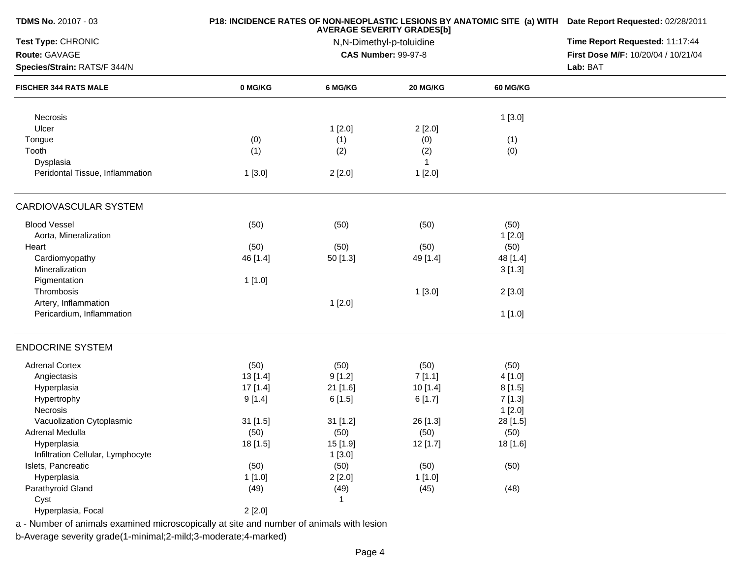| FISCHER 344 RATS MALE | 0 MG/KG | 6 MG/KG | 20 MG/KG | 60 MG/KG |
|---|---|---|---|---|
| Necrosis | | | | 1 [3.0] |
| Ulcer | | 1 [2.0] | 2 [2.0] | |
| Tongue | (0) | (1) | (0) | (1) |
| Tooth | (1) | (2) | (2) | (0) |
| Dysplasia | | | 1 | |
| Peridontal Tissue, Inflammation | 1 [3.0] | 2 [2.0] | 1 [2.0] | |
| **CARDIOVASCULAR SYSTEM** | | | | |
| Blood Vessel | (50) | (50) | (50) | (50) |
| Aorta, Mineralization | | | | 1 [2.0] |
| Heart | (50) | (50) | (50) | (50) |
| Cardiomyopathy | 46 [1.4] | 50 [1.3] | 49 [1.4] | 48 [1.4] |
| Mineralization | | | | 3 [1.3] |
| Pigmentation | 1 [1.0] | | | |
| Thrombosis | | | 1 [3.0] | 2 [3.0] |
| Artery, Inflammation | | 1 [2.0] | | |
| Pericardium, Inflammation | | | | 1 [1.0] |
| **ENDOCRINE SYSTEM** | | | | |
| Adrenal Cortex | (50) | (50) | (50) | (50) |
| Angiectasis | 13 [1.4] | 9 [1.2] | 7 [1.1] | 4 [1.0] |
| Hyperplasia | 17 [1.4] | 21 [1.6] | 10 [1.4] | 8 [1.5] |
| Hypertrophy | 9 [1.4] | 6 [1.5] | 6 [1.7] | 7 [1.3] |
| Necrosis | | | | 1 [2.0] |
| Vacuolization Cytoplasmic | 31 [1.5] | 31 [1.2] | 26 [1.3] | 28 [1.5] |
| Adrenal Medulla | (50) | (50) | (50) | (50) |
| Hyperplasia | 18 [1.5] | 15 [1.9] | 12 [1.7] | 18 [1.6] |
| Infiltration Cellular, Lymphocyte | | 1 [3.0] | | |
| Islets, Pancreatic | (50) | (50) | (50) | (50) |
| Hyperplasia | 1 [1.0] | 2 [2.0] | 1 [1.0] | |
| Parathyroid Gland | (49) | (49) | (45) | (48) |
| Cyst | | 1 | | |
| Hyperplasia, Focal | 2 [2.0] | | | |

a - Number of animals examined microscopically at site and number of animals with lesion

b-Average severity grade(1-minimal;2-mild;3-moderate;4-marked)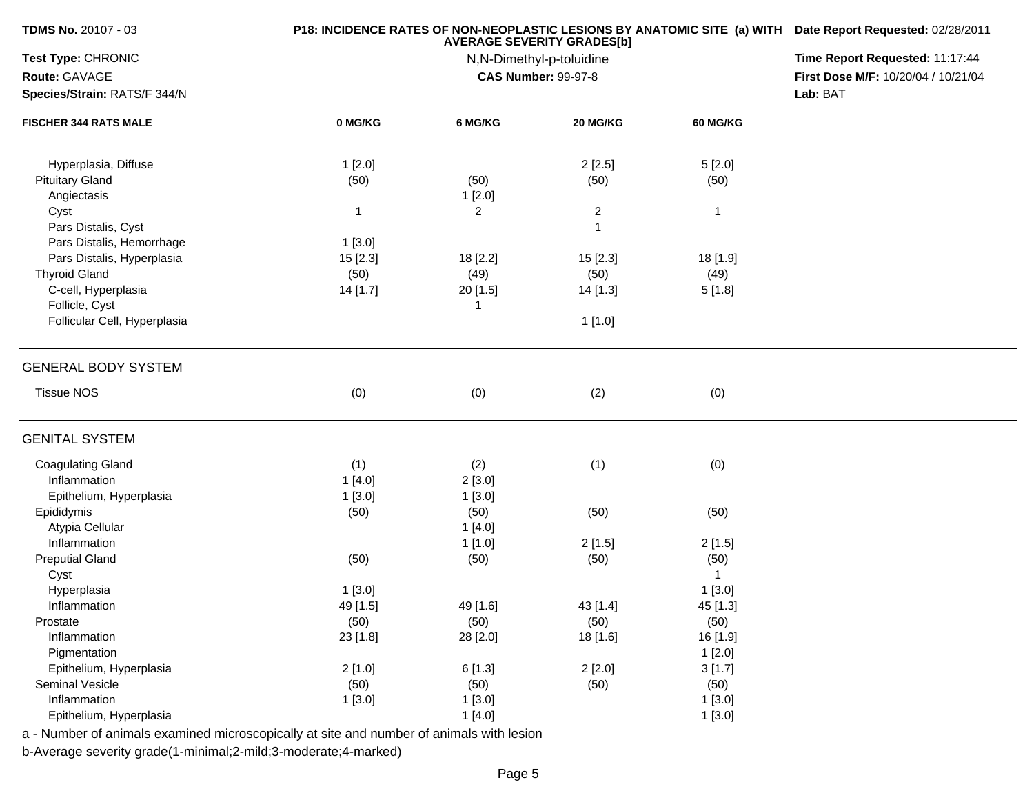**TDMS No.** 20107 - 03
**Test Type:** CHRONIC
**Route:** GAVAGE
**Species/Strain:** RATS/F 344/N

**P18: INCIDENCE RATES OF NON-NEOPLASTIC LESIONS BY ANATOMIC SITE (a) WITH AVERAGE SEVERITY GRADES[b]**

N,N-Dimethyl-p-toluidine
**CAS Number:** 99-97-8

**Date Report Requested:** 02/28/2011
**Time Report Requested:** 11:17:44
**First Dose M/F:** 10/20/04 / 10/21/04
**Lab:** BAT

| FISCHER 344 RATS MALE | 0 MG/KG | 6 MG/KG | 20 MG/KG | 60 MG/KG |
|---|---|---|---|---|
| Hyperplasia, Diffuse | 1 [2.0] | | 2 [2.5] | 5 [2.0] |
| Pituitary Gland | (50) | (50) | (50) | (50) |
| Angiectasis | | 1 [2.0] | | |
| Cyst | 1 | 2 | 2 | 1 |
| Pars Distalis, Cyst | | | 1 | |
| Pars Distalis, Hemorrhage | 1 [3.0] | | | |
| Pars Distalis, Hyperplasia | 15 [2.3] | 18 [2.2] | 15 [2.3] | 18 [1.9] |
| Thyroid Gland | (50) | (49) | (50) | (49) |
| C-cell, Hyperplasia | 14 [1.7] | 20 [1.5] | 14 [1.3] | 5 [1.8] |
| Follicle, Cyst | | 1 | | |
| Follicular Cell, Hyperplasia | | | 1 [1.0] | |
| **GENERAL BODY SYSTEM** | | | | |
| Tissue NOS | (0) | (0) | (2) | (0) |
| **GENITAL SYSTEM** | | | | |
| Coagulating Gland | (1) | (2) | (1) | (0) |
| Inflammation | 1 [4.0] | 2 [3.0] | | |
| Epithelium, Hyperplasia | 1 [3.0] | 1 [3.0] | | |
| Epididymis | (50) | (50) | (50) | (50) |
| Atypia Cellular | | 1 [4.0] | | |
| Inflammation | | 1 [1.0] | 2 [1.5] | 2 [1.5] |
| Preputial Gland | (50) | (50) | (50) | (50) |
| Cyst | | | | 1 |
| Hyperplasia | 1 [3.0] | | | 1 [3.0] |
| Inflammation | 49 [1.5] | 49 [1.6] | 43 [1.4] | 45 [1.3] |
| Prostate | (50) | (50) | (50) | (50) |
| Inflammation | 23 [1.8] | 28 [2.0] | 18 [1.6] | 16 [1.9] |
| Pigmentation | | | | 1 [2.0] |
| Epithelium, Hyperplasia | 2 [1.0] | 6 [1.3] | 2 [2.0] | 3 [1.7] |
| Seminal Vesicle | (50) | (50) | (50) | (50) |
| Inflammation | 1 [3.0] | 1 [3.0] | | 1 [3.0] |
| Epithelium, Hyperplasia | | 1 [4.0] | | 1 [3.0] |

a - Number of animals examined microscopically at site and number of animals with lesion
b-Average severity grade(1-minimal;2-mild;3-moderate;4-marked)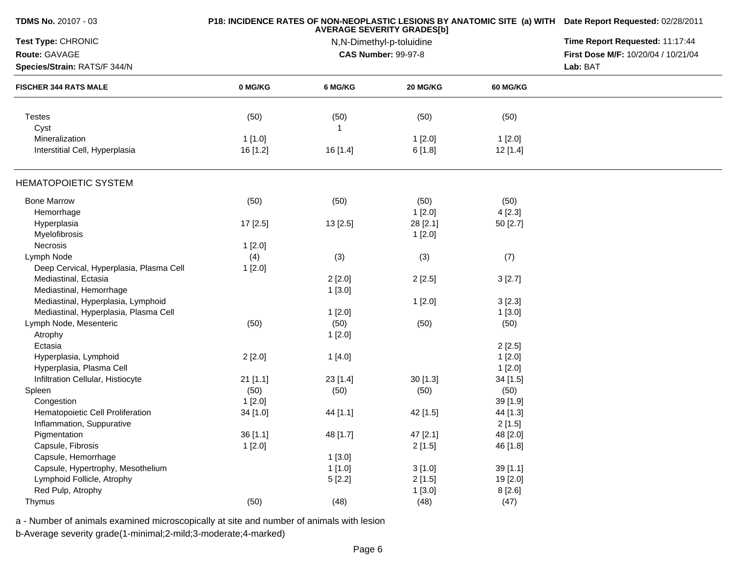| FISCHER 344 RATS MALE | 0 MG/KG | 6 MG/KG | 20 MG/KG | 60 MG/KG |
|---|---|---|---|---|
| Testes | (50) | (50) | (50) | (50) |
| Cyst | | 1 | | |
| Mineralization | 1 [1.0] | | 1 [2.0] | 1 [2.0] |
| Interstitial Cell, Hyperplasia | 16 [1.2] | 16 [1.4] | 6 [1.8] | 12 [1.4] |
| **HEMATOPOIETIC SYSTEM** | | | | |
| Bone Marrow | (50) | (50) | (50) | (50) |
| Hemorrhage | | | 1 [2.0] | 4 [2.3] |
| Hyperplasia | 17 [2.5] | 13 [2.5] | 28 [2.1] | 50 [2.7] |
| Myelofibrosis | | | 1 [2.0] | |
| Necrosis | 1 [2.0] | | | |
| Lymph Node | (4) | (3) | (3) | (7) |
| Deep Cervical, Hyperplasia, Plasma Cell | 1 [2.0] | | | |
| Mediastinal, Ectasia | | 2 [2.0] | 2 [2.5] | 3 [2.7] |
| Mediastinal, Hemorrhage | | 1 [3.0] | | |
| Mediastinal, Hyperplasia, Lymphoid | | | 1 [2.0] | 3 [2.3] |
| Mediastinal, Hyperplasia, Plasma Cell | | 1 [2.0] | | 1 [3.0] |
| Lymph Node, Mesenteric | (50) | (50) | (50) | (50) |
| Atrophy | | 1 [2.0] | | |
| Ectasia | | | | 2 [2.5] |
| Hyperplasia, Lymphoid | 2 [2.0] | 1 [4.0] | | 1 [2.0] |
| Hyperplasia, Plasma Cell | | | | 1 [2.0] |
| Infiltration Cellular, Histiocyte | 21 [1.1] | 23 [1.4] | 30 [1.3] | 34 [1.5] |
| Spleen | (50) | (50) | (50) | (50) |
| Congestion | 1 [2.0] | | | 39 [1.9] |
| Hematopoietic Cell Proliferation | 34 [1.0] | 44 [1.1] | 42 [1.5] | 44 [1.3] |
| Inflammation, Suppurative | | | | 2 [1.5] |
| Pigmentation | 36 [1.1] | 48 [1.7] | 47 [2.1] | 48 [2.0] |
| Capsule, Fibrosis | 1 [2.0] | | 2 [1.5] | 46 [1.8] |
| Capsule, Hemorrhage | | 1 [3.0] | | |
| Capsule, Hypertrophy, Mesothelium | | 1 [1.0] | 3 [1.0] | 39 [1.1] |
| Lymphoid Follicle, Atrophy | | 5 [2.2] | 2 [1.5] | 19 [2.0] |
| Red Pulp, Atrophy | | | 1 [3.0] | 8 [2.6] |
| Thymus | (50) | (48) | (48) | (47) |

a - Number of animals examined microscopically at site and number of animals with lesion

b-Average severity grade(1-minimal;2-mild;3-moderate;4-marked)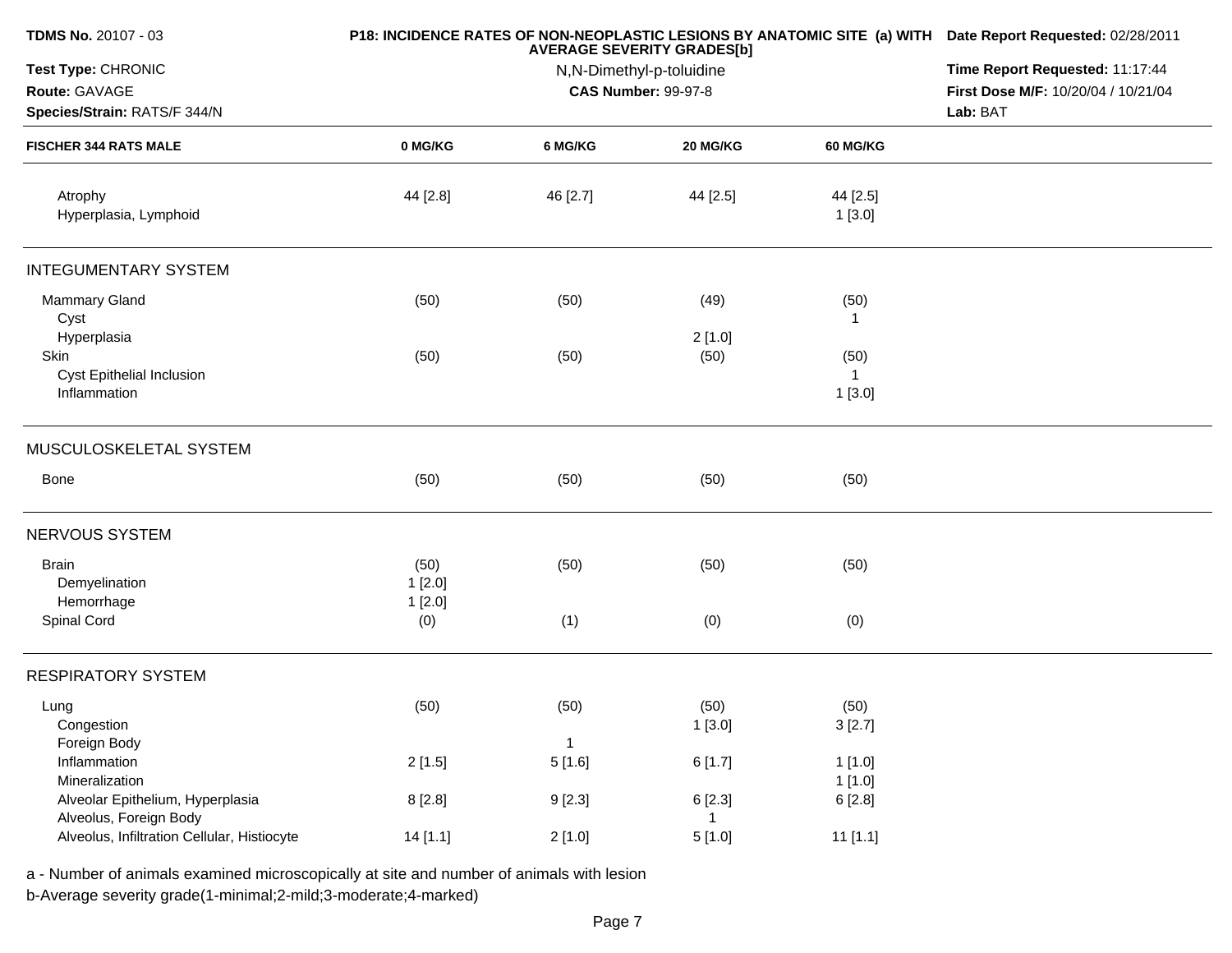**TDMS No.** 20107 - 03

**P18: INCIDENCE RATES OF NON-NEOPLASTIC LESIONS BY ANATOMIC SITE (a) WITH AVERAGE SEVERITY GRADES[b]**

**Date Report Requested:** 02/28/2011

**Test Type:** CHRONIC

N,N-Dimethyl-p-toluidine

**Time Report Requested:** 11:17:44

**Route:** GAVAGE

**CAS Number:** 99-97-8

**First Dose M/F:** 10/20/04 / 10/21/04

**Species/Strain:** RATS/F 344/N

**Lab:** BAT

| FISCHER 344 RATS MALE | 0 MG/KG | 6 MG/KG | 20 MG/KG | 60 MG/KG |
|---|---|---|---|---|
| Atrophy | 44 [2.8] | 46 [2.7] | 44 [2.5] | 44 [2.5] |
| Hyperplasia, Lymphoid | | | | 1 [3.0] |
| **INTEGUMENTARY SYSTEM** | | | | |
| Mammary Gland | (50) | (50) | (49) | (50) |
| Cyst | | | | 1 |
| Hyperplasia | | | 2 [1.0] | |
| Skin | (50) | (50) | (50) | (50) |
| Cyst Epithelial Inclusion | | | | 1 |
| Inflammation | | | | 1 [3.0] |
| **MUSCULOSKELETAL SYSTEM** | | | | |
| Bone | (50) | (50) | (50) | (50) |
| **NERVOUS SYSTEM** | | | | |
| Brain | (50) | (50) | (50) | (50) |
| Demyelination | 1 [2.0] | | | |
| Hemorrhage | 1 [2.0] | | | |
| Spinal Cord | (0) | (1) | (0) | (0) |
| **RESPIRATORY SYSTEM** | | | | |
| Lung | (50) | (50) | (50) | (50) |
| Congestion | | | 1 [3.0] | 3 [2.7] |
| Foreign Body | | 1 | | |
| Inflammation | 2 [1.5] | 5 [1.6] | 6 [1.7] | 1 [1.0] |
| Mineralization | | | | 1 [1.0] |
| Alveolar Epithelium, Hyperplasia | 8 [2.8] | 9 [2.3] | 6 [2.3] | 6 [2.8] |
| Alveolus, Foreign Body | | | 1 | |
| Alveolus, Infiltration Cellular, Histiocyte | 14 [1.1] | 2 [1.0] | 5 [1.0] | 11 [1.1] |

a - Number of animals examined microscopically at site and number of animals with lesion

b-Average severity grade(1-minimal;2-mild;3-moderate;4-marked)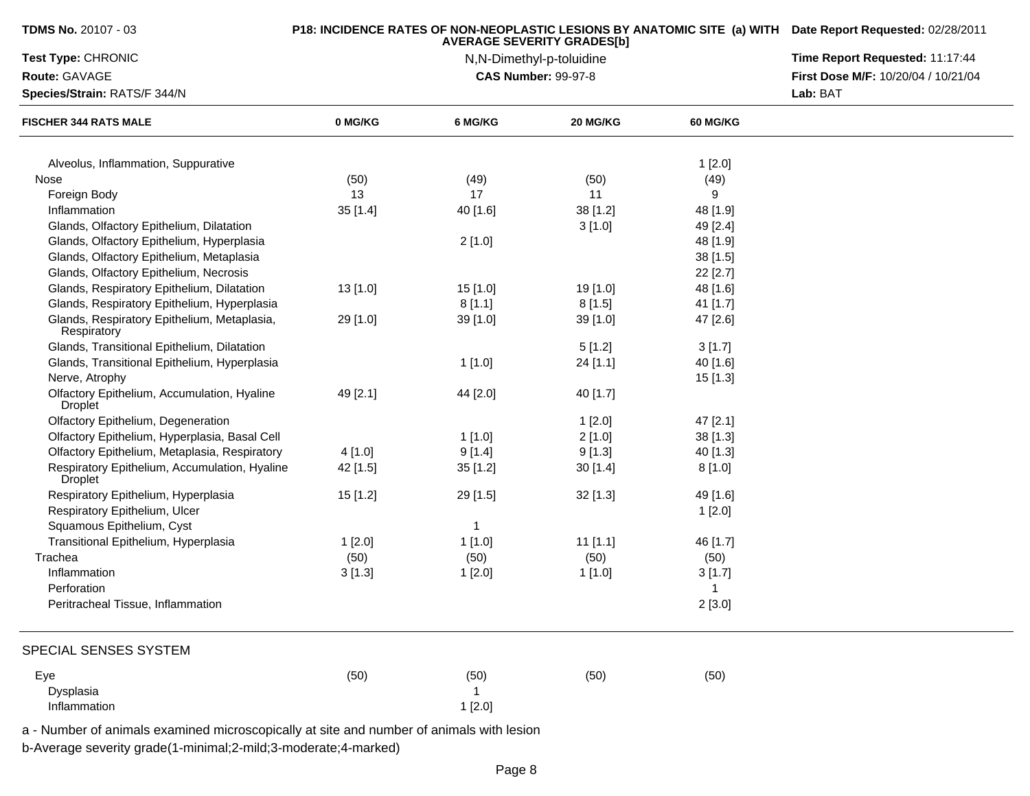**TDMS No.** 20107 - 03
**Test Type:** CHRONIC
**Route:** GAVAGE
**Species/Strain:** RATS/F 344/N

**P18: INCIDENCE RATES OF NON-NEOPLASTIC LESIONS BY ANATOMIC SITE (a) WITH AVERAGE SEVERITY GRADES[b]**

N,N-Dimethyl-p-toluidine
**CAS Number:** 99-97-8

**Date Report Requested:** 02/28/2011
**Time Report Requested:** 11:17:44
**First Dose M/F:** 10/20/04 / 10/21/04
**Lab:** BAT

| FISCHER 344 RATS MALE | 0 MG/KG | 6 MG/KG | 20 MG/KG | 60 MG/KG |
|---|---|---|---|---|
| Alveolus, Inflammation, Suppurative | | | | 1 [2.0] |
| Nose | (50) | (49) | (50) | (49) |
| Foreign Body | 13 | 17 | 11 | 9 |
| Inflammation | 35 [1.4] | 40 [1.6] | 38 [1.2] | 48 [1.9] |
| Glands, Olfactory Epithelium, Dilatation | | | 3 [1.0] | 49 [2.4] |
| Glands, Olfactory Epithelium, Hyperplasia | | 2 [1.0] | | 48 [1.9] |
| Glands, Olfactory Epithelium, Metaplasia | | | | 38 [1.5] |
| Glands, Olfactory Epithelium, Necrosis | | | | 22 [2.7] |
| Glands, Respiratory Epithelium, Dilatation | 13 [1.0] | 15 [1.0] | 19 [1.0] | 48 [1.6] |
| Glands, Respiratory Epithelium, Hyperplasia | | 8 [1.1] | 8 [1.5] | 41 [1.7] |
| Glands, Respiratory Epithelium, Metaplasia, Respiratory | 29 [1.0] | 39 [1.0] | 39 [1.0] | 47 [2.6] |
| Glands, Transitional Epithelium, Dilatation | | | 5 [1.2] | 3 [1.7] |
| Glands, Transitional Epithelium, Hyperplasia | | 1 [1.0] | 24 [1.1] | 40 [1.6] |
| Nerve, Atrophy | | | | 15 [1.3] |
| Olfactory Epithelium, Accumulation, Hyaline Droplet | 49 [2.1] | 44 [2.0] | 40 [1.7] | |
| Olfactory Epithelium, Degeneration | | | 1 [2.0] | 47 [2.1] |
| Olfactory Epithelium, Hyperplasia, Basal Cell | | 1 [1.0] | 2 [1.0] | 38 [1.3] |
| Olfactory Epithelium, Metaplasia, Respiratory | 4 [1.0] | 9 [1.4] | 9 [1.3] | 40 [1.3] |
| Respiratory Epithelium, Accumulation, Hyaline Droplet | 42 [1.5] | 35 [1.2] | 30 [1.4] | 8 [1.0] |
| Respiratory Epithelium, Hyperplasia | 15 [1.2] | 29 [1.5] | 32 [1.3] | 49 [1.6] |
| Respiratory Epithelium, Ulcer | | | | 1 [2.0] |
| Squamous Epithelium, Cyst | | 1 | | |
| Transitional Epithelium, Hyperplasia | 1 [2.0] | 1 [1.0] | 11 [1.1] | 46 [1.7] |
| Trachea | (50) | (50) | (50) | (50) |
| Inflammation | 3 [1.3] | 1 [2.0] | 1 [1.0] | 3 [1.7] |
| Perforation | | | | 1 |
| Peritracheal Tissue, Inflammation | | | | 2 [3.0] |

SPECIAL SENSES SYSTEM

| | 0 MG/KG | 6 MG/KG | 20 MG/KG | 60 MG/KG |
|---|---|---|---|---|
| Eye | (50) | (50) | (50) | (50) |
| Dysplasia | | 1 | | |
| Inflammation | | 1 [2.0] | | |

a - Number of animals examined microscopically at site and number of animals with lesion
b-Average severity grade(1-minimal;2-mild;3-moderate;4-marked)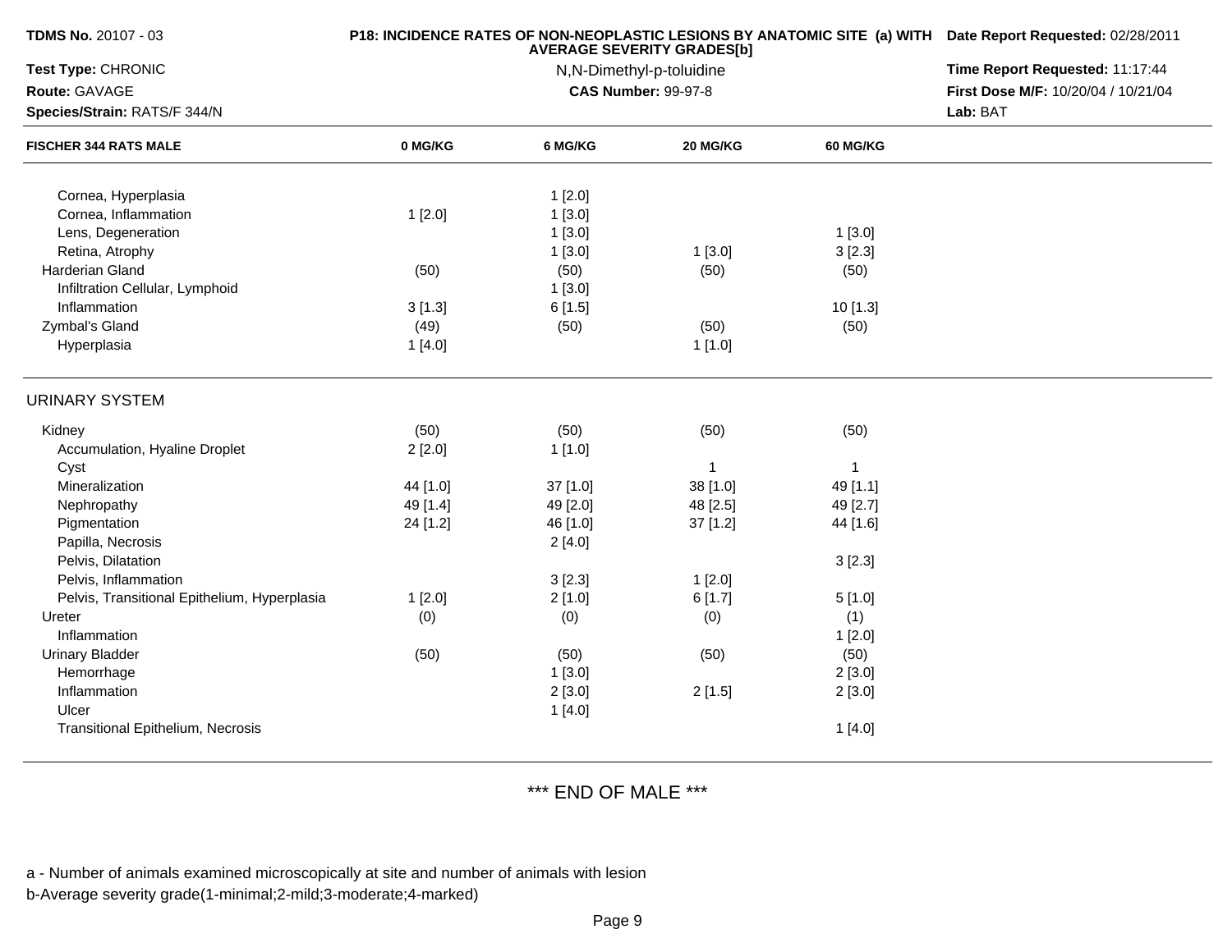**TDMS No.** 20107 - 03

**Test Type:** CHRONIC

**Route:** GAVAGE

**Species/Strain:** RATS/F 344/N

**P18: INCIDENCE RATES OF NON-NEOPLASTIC LESIONS BY ANATOMIC SITE (a) WITH AVERAGE SEVERITY GRADES[b]**

N,N-Dimethyl-p-toluidine

**CAS Number:** 99-97-8

**Date Report Requested:** 02/28/2011

**Time Report Requested:** 11:17:44

**First Dose M/F:** 10/20/04 / 10/21/04

**Lab:** BAT

| FISCHER 344 RATS MALE | 0 MG/KG | 6 MG/KG | 20 MG/KG | 60 MG/KG |
|---|---|---|---|---|
| Cornea, Hyperplasia | | 1 [2.0] | | |
| Cornea, Inflammation | 1 [2.0] | 1 [3.0] | | |
| Lens, Degeneration | | 1 [3.0] | | 1 [3.0] |
| Retina, Atrophy | | 1 [3.0] | 1 [3.0] | 3 [2.3] |
| Harderian Gland | (50) | (50) | (50) | (50) |
| Infiltration Cellular, Lymphoid | | 1 [3.0] | | |
| Inflammation | 3 [1.3] | 6 [1.5] | | 10 [1.3] |
| Zymbal's Gland | (49) | (50) | (50) | (50) |
| Hyperplasia | 1 [4.0] | | 1 [1.0] | |
| URINARY SYSTEM | | | | |
| Kidney | (50) | (50) | (50) | (50) |
| Accumulation, Hyaline Droplet | 2 [2.0] | 1 [1.0] | | |
| Cyst | | | 1 | 1 |
| Mineralization | 44 [1.0] | 37 [1.0] | 38 [1.0] | 49 [1.1] |
| Nephropathy | 49 [1.4] | 49 [2.0] | 48 [2.5] | 49 [2.7] |
| Pigmentation | 24 [1.2] | 46 [1.0] | 37 [1.2] | 44 [1.6] |
| Papilla, Necrosis | | 2 [4.0] | | |
| Pelvis, Dilatation | | | | 3 [2.3] |
| Pelvis, Inflammation | | 3 [2.3] | 1 [2.0] | |
| Pelvis, Transitional Epithelium, Hyperplasia | 1 [2.0] | 2 [1.0] | 6 [1.7] | 5 [1.0] |
| Ureter | (0) | (0) | (0) | (1) |
| Inflammation | | | | 1 [2.0] |
| Urinary Bladder | (50) | (50) | (50) | (50) |
| Hemorrhage | | 1 [3.0] | | 2 [3.0] |
| Inflammation | | 2 [3.0] | 2 [1.5] | 2 [3.0] |
| Ulcer | | 1 [4.0] | | |
| Transitional Epithelium, Necrosis | | | | 1 [4.0] |

*** END OF MALE ***

a - Number of animals examined microscopically at site and number of animals with lesion

b-Average severity grade(1-minimal;2-mild;3-moderate;4-marked)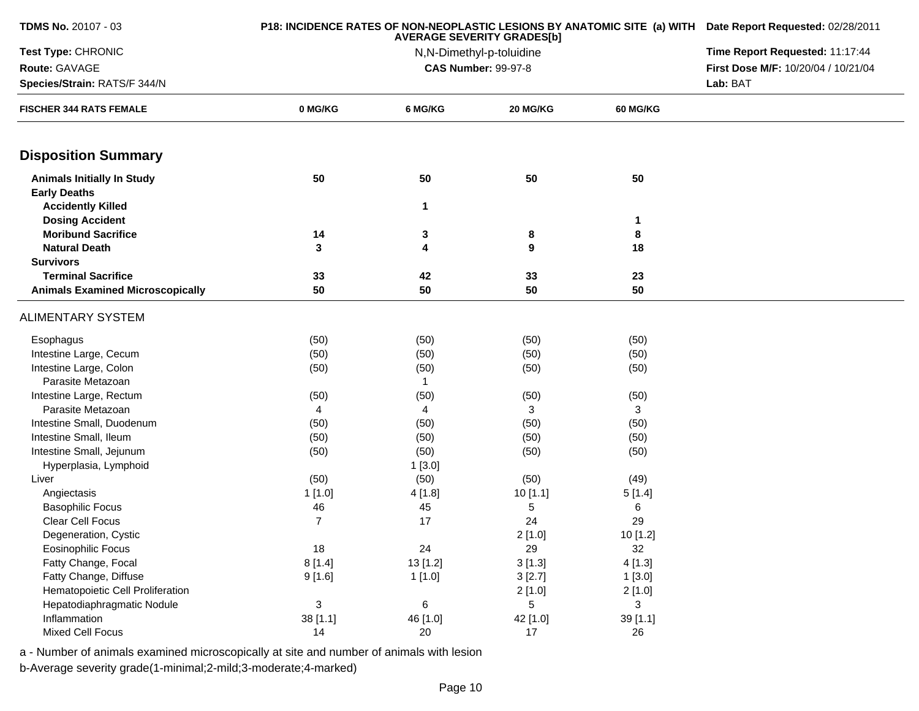**TDMS No.** 20107 - 03

**Test Type:** CHRONIC

**Route:** GAVAGE

**Species/Strain:** RATS/F 344/N

**P18: INCIDENCE RATES OF NON-NEOPLASTIC LESIONS BY ANATOMIC SITE (a) WITH AVERAGE SEVERITY GRADES[b]**

N,N-Dimethyl-p-toluidine

**CAS Number:** 99-97-8

**Date Report Requested:** 02/28/2011

**Time Report Requested:** 11:17:44

**First Dose M/F:** 10/20/04 / 10/21/04

**Lab:** BAT

| FISCHER 344 RATS FEMALE | 0 MG/KG | 6 MG/KG | 20 MG/KG | 60 MG/KG |
|---|---|---|---|---|
| **Disposition Summary** | | | | |
| **Animals Initially In Study** | **50** | **50** | **50** | **50** |
| **Early Deaths** | | | | |
| **Accidently Killed** | | **1** | | |
| **Dosing Accident** | | | | **1** |
| **Moribund Sacrifice** | **14** | **3** | **8** | **8** |
| **Natural Death** | **3** | **4** | **9** | **18** |
| **Survivors** | | | | |
| **Terminal Sacrifice** | **33** | **42** | **33** | **23** |
| **Animals Examined Microscopically** | **50** | **50** | **50** | **50** |
| ALIMENTARY SYSTEM | | | | |
| Esophagus | (50) | (50) | (50) | (50) |
| Intestine Large, Cecum | (50) | (50) | (50) | (50) |
| Intestine Large, Colon | (50) | (50) | (50) | (50) |
| Parasite Metazoan | | 1 | | |
| Intestine Large, Rectum | (50) | (50) | (50) | (50) |
| Parasite Metazoan | 4 | 4 | 3 | 3 |
| Intestine Small, Duodenum | (50) | (50) | (50) | (50) |
| Intestine Small, Ileum | (50) | (50) | (50) | (50) |
| Intestine Small, Jejunum | (50) | (50) | (50) | (50) |
| Hyperplasia, Lymphoid | | 1 [3.0] | | |
| Liver | (50) | (50) | (50) | (49) |
| Angiectasis | 1 [1.0] | 4 [1.8] | 10 [1.1] | 5 [1.4] |
| Basophilic Focus | 46 | 45 | 5 | 6 |
| Clear Cell Focus | 7 | 17 | 24 | 29 |
| Degeneration, Cystic | | | 2 [1.0] | 10 [1.2] |
| Eosinophilic Focus | 18 | 24 | 29 | 32 |
| Fatty Change, Focal | 8 [1.4] | 13 [1.2] | 3 [1.3] | 4 [1.3] |
| Fatty Change, Diffuse | 9 [1.6] | 1 [1.0] | 3 [2.7] | 1 [3.0] |
| Hematopoietic Cell Proliferation | | | 2 [1.0] | 2 [1.0] |
| Hepatodiaphragmatic Nodule | 3 | 6 | 5 | 3 |
| Inflammation | 38 [1.1] | 46 [1.0] | 42 [1.0] | 39 [1.1] |
| Mixed Cell Focus | 14 | 20 | 17 | 26 |

a - Number of animals examined microscopically at site and number of animals with lesion

b-Average severity grade(1-minimal;2-mild;3-moderate;4-marked)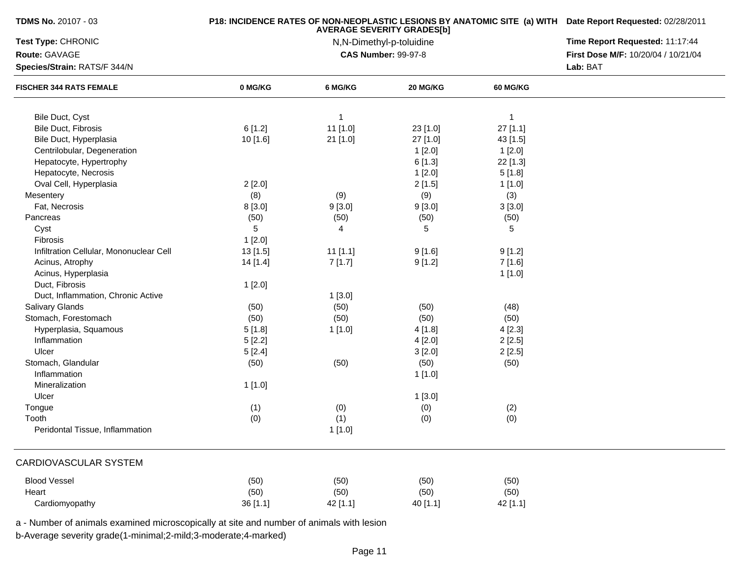**TDMS No.** 20107 - 03

**Test Type:** CHRONIC

**Route:** GAVAGE

**Species/Strain:** RATS/F 344/N

**P18: INCIDENCE RATES OF NON-NEOPLASTIC LESIONS BY ANATOMIC SITE (a) WITH AVERAGE SEVERITY GRADES[b]**

N,N-Dimethyl-p-toluidine

**CAS Number:** 99-97-8

**Date Report Requested:** 02/28/2011

**Time Report Requested:** 11:17:44

**First Dose M/F:** 10/20/04 / 10/21/04

**Lab:** BAT

| FISCHER 344 RATS FEMALE | 0 MG/KG | 6 MG/KG | 20 MG/KG | 60 MG/KG |
|---|---|---|---|---|
| Bile Duct, Cyst | | 1 | | 1 |
| Bile Duct, Fibrosis | 6 [1.2] | 11 [1.0] | 23 [1.0] | 27 [1.1] |
| Bile Duct, Hyperplasia | 10 [1.6] | 21 [1.0] | 27 [1.0] | 43 [1.5] |
| Centrilobular, Degeneration | | | 1 [2.0] | 1 [2.0] |
| Hepatocyte, Hypertrophy | | | 6 [1.3] | 22 [1.3] |
| Hepatocyte, Necrosis | | | 1 [2.0] | 5 [1.8] |
| Oval Cell, Hyperplasia | 2 [2.0] | | 2 [1.5] | 1 [1.0] |
| Mesentery | (8) | (9) | (9) | (3) |
| Fat, Necrosis | 8 [3.0] | 9 [3.0] | 9 [3.0] | 3 [3.0] |
| Pancreas | (50) | (50) | (50) | (50) |
| Cyst | 5 | 4 | 5 | 5 |
| Fibrosis | 1 [2.0] | | | |
| Infiltration Cellular, Mononuclear Cell | 13 [1.5] | 11 [1.1] | 9 [1.6] | 9 [1.2] |
| Acinus, Atrophy | 14 [1.4] | 7 [1.7] | 9 [1.2] | 7 [1.6] |
| Acinus, Hyperplasia | | | | 1 [1.0] |
| Duct, Fibrosis | 1 [2.0] | | | |
| Duct, Inflammation, Chronic Active | | 1 [3.0] | | |
| Salivary Glands | (50) | (50) | (50) | (48) |
| Stomach, Forestomach | (50) | (50) | (50) | (50) |
| Hyperplasia, Squamous | 5 [1.8] | 1 [1.0] | 4 [1.8] | 4 [2.3] |
| Inflammation | 5 [2.2] | | 4 [2.0] | 2 [2.5] |
| Ulcer | 5 [2.4] | | 3 [2.0] | 2 [2.5] |
| Stomach, Glandular | (50) | (50) | (50) | (50) |
| Inflammation | | | 1 [1.0] | |
| Mineralization | 1 [1.0] | | | |
| Ulcer | | | 1 [3.0] | |
| Tongue | (1) | (0) | (0) | (2) |
| Tooth | (0) | (1) | (0) | (0) |
| Peridontal Tissue, Inflammation | | 1 [1.0] | | |

CARDIOVASCULAR SYSTEM

| FISCHER 344 RATS FEMALE | 0 MG/KG | 6 MG/KG | 20 MG/KG | 60 MG/KG |
|---|---|---|---|---|
| Blood Vessel | (50) | (50) | (50) | (50) |
| Heart | (50) | (50) | (50) | (50) |
| Cardiomyopathy | 36 [1.1] | 42 [1.1] | 40 [1.1] | 42 [1.1] |

a - Number of animals examined microscopically at site and number of animals with lesion

b-Average severity grade(1-minimal;2-mild;3-moderate;4-marked)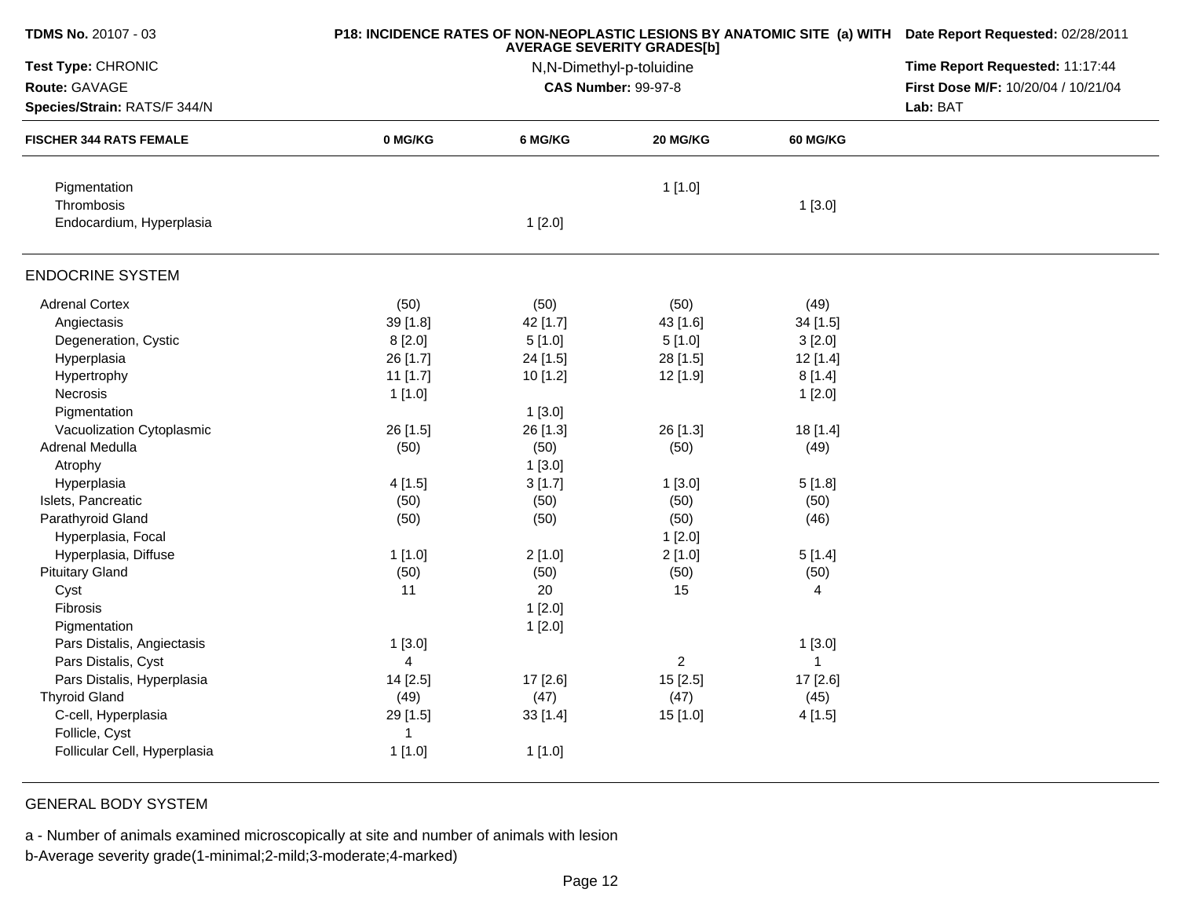**TDMS No.** 20107 - 03

**Test Type:** CHRONIC

**Route:** GAVAGE

**Species/Strain:** RATS/F 344/N

**P18: INCIDENCE RATES OF NON-NEOPLASTIC LESIONS BY ANATOMIC SITE (a) WITH AVERAGE SEVERITY GRADES[b]**

N,N-Dimethyl-p-toluidine

**CAS Number:** 99-97-8

**Date Report Requested:** 02/28/2011

**Time Report Requested:** 11:17:44

**First Dose M/F:** 10/20/04 / 10/21/04

**Lab:** BAT

| FISCHER 344 RATS FEMALE | 0 MG/KG | 6 MG/KG | 20 MG/KG | 60 MG/KG |
|---|---|---|---|---|
| Pigmentation | | | 1 [1.0] | |
| Thrombosis | | | | 1 [3.0] |
| Endocardium, Hyperplasia | | 1 [2.0] | | |
| **ENDOCRINE SYSTEM** | | | | |
| Adrenal Cortex | (50) | (50) | (50) | (49) |
| Angiectasis | 39 [1.8] | 42 [1.7] | 43 [1.6] | 34 [1.5] |
| Degeneration, Cystic | 8 [2.0] | 5 [1.0] | 5 [1.0] | 3 [2.0] |
| Hyperplasia | 26 [1.7] | 24 [1.5] | 28 [1.5] | 12 [1.4] |
| Hypertrophy | 11 [1.7] | 10 [1.2] | 12 [1.9] | 8 [1.4] |
| Necrosis | 1 [1.0] | | | 1 [2.0] |
| Pigmentation | | 1 [3.0] | | |
| Vacuolization Cytoplasmic | 26 [1.5] | 26 [1.3] | 26 [1.3] | 18 [1.4] |
| Adrenal Medulla | (50) | (50) | (50) | (49) |
| Atrophy | | 1 [3.0] | | |
| Hyperplasia | 4 [1.5] | 3 [1.7] | 1 [3.0] | 5 [1.8] |
| Islets, Pancreatic | (50) | (50) | (50) | (50) |
| Parathyroid Gland | (50) | (50) | (50) | (46) |
| Hyperplasia, Focal | | | 1 [2.0] | |
| Hyperplasia, Diffuse | 1 [1.0] | 2 [1.0] | 2 [1.0] | 5 [1.4] |
| Pituitary Gland | (50) | (50) | (50) | (50) |
| Cyst | 11 | 20 | 15 | 4 |
| Fibrosis | | 1 [2.0] | | |
| Pigmentation | | 1 [2.0] | | |
| Pars Distalis, Angiectasis | 1 [3.0] | | | 1 [3.0] |
| Pars Distalis, Cyst | 4 | | 2 | 1 |
| Pars Distalis, Hyperplasia | 14 [2.5] | 17 [2.6] | 15 [2.5] | 17 [2.6] |
| Thyroid Gland | (49) | (47) | (47) | (45) |
| C-cell, Hyperplasia | 29 [1.5] | 33 [1.4] | 15 [1.0] | 4 [1.5] |
| Follicle, Cyst | 1 | | | |
| Follicular Cell, Hyperplasia | 1 [1.0] | 1 [1.0] | | |

GENERAL BODY SYSTEM

a - Number of animals examined microscopically at site and number of animals with lesion

b-Average severity grade(1-minimal;2-mild;3-moderate;4-marked)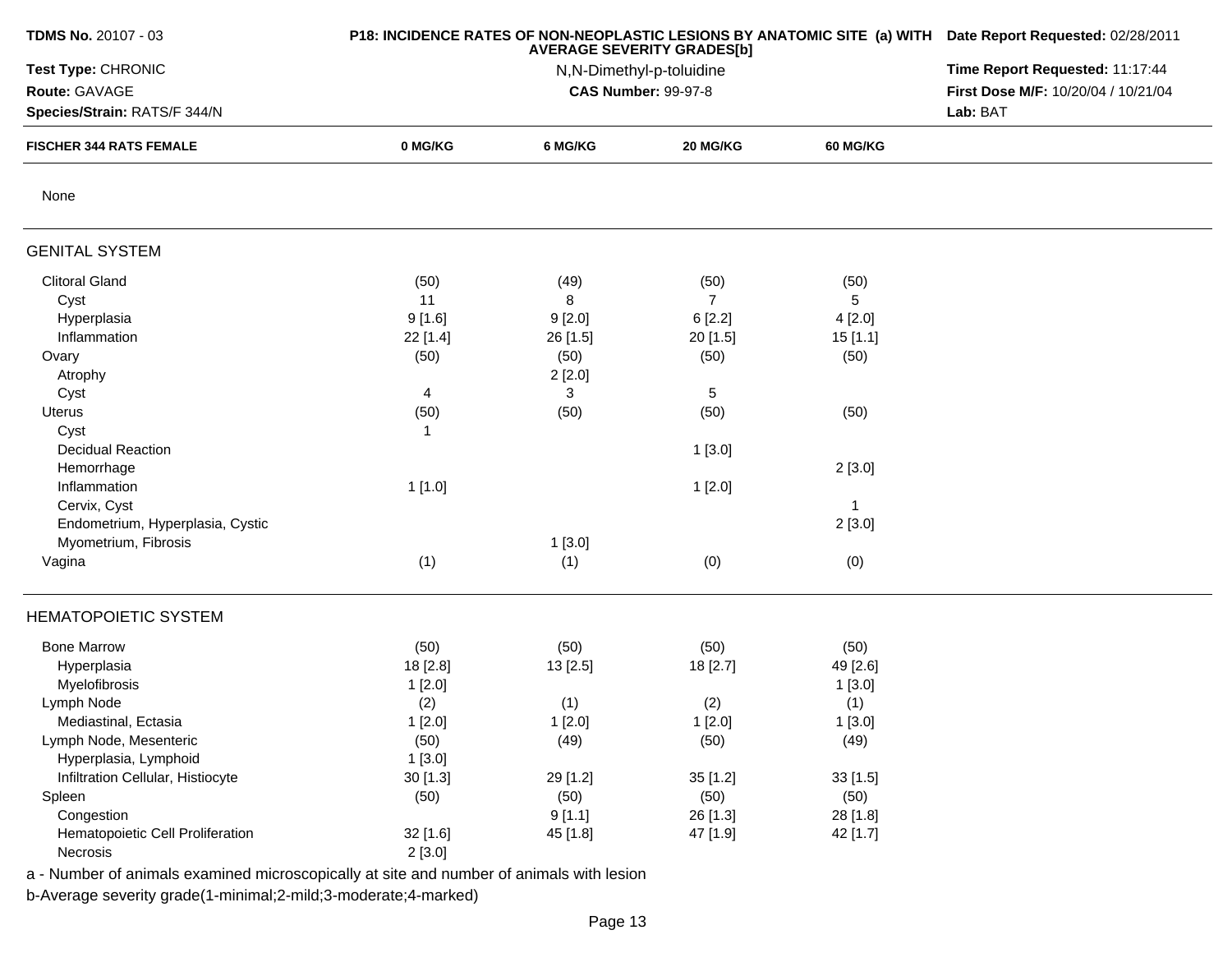**TDMS No.** 20107 - 03
**Test Type:** CHRONIC
**Route:** GAVAGE
**Species/Strain:** RATS/F 344/N

**P18: INCIDENCE RATES OF NON-NEOPLASTIC LESIONS BY ANATOMIC SITE (a) WITH AVERAGE SEVERITY GRADES[b]**
N,N-Dimethyl-p-toluidine
**CAS Number:** 99-97-8

**Date Report Requested:** 02/28/2011
**Time Report Requested:** 11:17:44
**First Dose M/F:** 10/20/04 / 10/21/04
**Lab:** BAT

| FISCHER 344 RATS FEMALE | 0 MG/KG | 6 MG/KG | 20 MG/KG | 60 MG/KG |
|---|---|---|---|---|
| None | | | | |
| **GENITAL SYSTEM** | | | | |
| Clitoral Gland | (50) | (49) | (50) | (50) |
| Cyst | 11 | 8 | 7 | 5 |
| Hyperplasia | 9 [1.6] | 9 [2.0] | 6 [2.2] | 4 [2.0] |
| Inflammation | 22 [1.4] | 26 [1.5] | 20 [1.5] | 15 [1.1] |
| Ovary | (50) | (50) | (50) | (50) |
| Atrophy | | 2 [2.0] | | |
| Cyst | 4 | 3 | 5 | |
| Uterus | (50) | (50) | (50) | (50) |
| Cyst | 1 | | | |
| Decidual Reaction | | | 1 [3.0] | |
| Hemorrhage | | | | 2 [3.0] |
| Inflammation | 1 [1.0] | | 1 [2.0] | |
| Cervix, Cyst | | | | 1 |
| Endometrium, Hyperplasia, Cystic | | | | 2 [3.0] |
| Myometrium, Fibrosis | | 1 [3.0] | | |
| Vagina | (1) | (1) | (0) | (0) |
| **HEMATOPOIETIC SYSTEM** | | | | |
| Bone Marrow | (50) | (50) | (50) | (50) |
| Hyperplasia | 18 [2.8] | 13 [2.5] | 18 [2.7] | 49 [2.6] |
| Myelofibrosis | 1 [2.0] | | | 1 [3.0] |
| Lymph Node | (2) | (1) | (2) | (1) |
| Mediastinal, Ectasia | 1 [2.0] | 1 [2.0] | 1 [2.0] | 1 [3.0] |
| Lymph Node, Mesenteric | (50) | (49) | (50) | (49) |
| Hyperplasia, Lymphoid | 1 [3.0] | | | |
| Infiltration Cellular, Histiocyte | 30 [1.3] | 29 [1.2] | 35 [1.2] | 33 [1.5] |
| Spleen | (50) | (50) | (50) | (50) |
| Congestion | | 9 [1.1] | 26 [1.3] | 28 [1.8] |
| Hematopoietic Cell Proliferation | 32 [1.6] | 45 [1.8] | 47 [1.9] | 42 [1.7] |
| Necrosis | 2 [3.0] | | | |

a - Number of animals examined microscopically at site and number of animals with lesion
b-Average severity grade(1-minimal;2-mild;3-moderate;4-marked)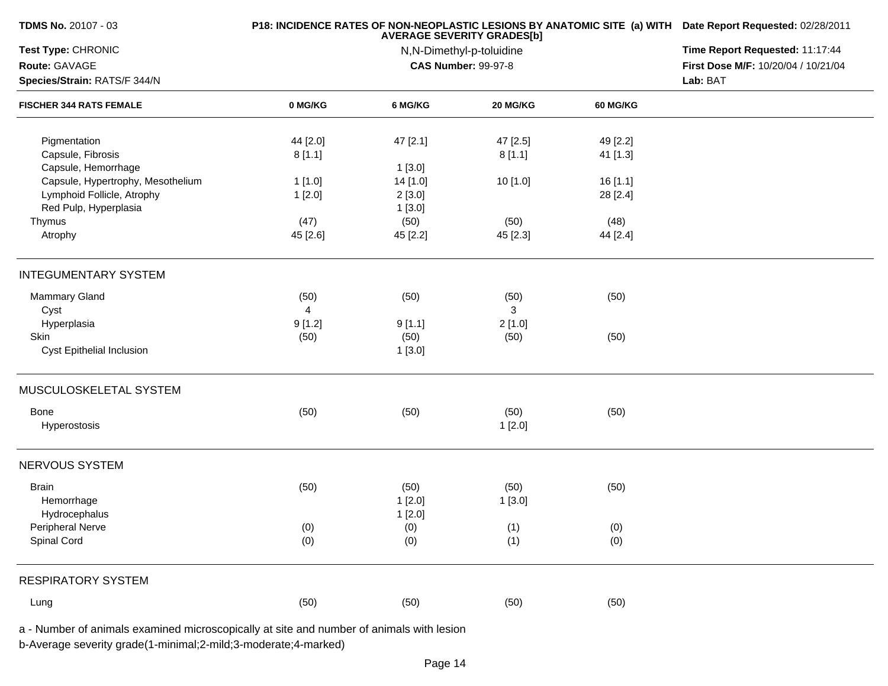| FISCHER 344 RATS FEMALE | 0 MG/KG | 6 MG/KG | 20 MG/KG | 60 MG/KG |
|---|---|---|---|---|
| Pigmentation | 44 [2.0] | 47 [2.1] | 47 [2.5] | 49 [2.2] |
| Capsule, Fibrosis | 8 [1.1] | | 8 [1.1] | 41 [1.3] |
| Capsule, Hemorrhage | | 1 [3.0] | | |
| Capsule, Hypertrophy, Mesothelium | 1 [1.0] | 14 [1.0] | 10 [1.0] | 16 [1.1] |
| Lymphoid Follicle, Atrophy | 1 [2.0] | 2 [3.0] | | 28 [2.4] |
| Red Pulp, Hyperplasia | | 1 [3.0] | | |
| Thymus | (47) | (50) | (50) | (48) |
| Atrophy | 45 [2.6] | 45 [2.2] | 45 [2.3] | 44 [2.4] |
| **INTEGUMENTARY SYSTEM** | | | | |
| Mammary Gland | (50) | (50) | (50) | (50) |
| Cyst | 4 | | 3 | |
| Hyperplasia | 9 [1.2] | 9 [1.1] | 2 [1.0] | |
| Skin | (50) | (50) | (50) | (50) |
| Cyst Epithelial Inclusion | | 1 [3.0] | | |
| **MUSCULOSKELETAL SYSTEM** | | | | |
| Bone | (50) | (50) | (50) | (50) |
| Hyperostosis | | | 1 [2.0] | |
| **NERVOUS SYSTEM** | | | | |
| Brain | (50) | (50) | (50) | (50) |
| Hemorrhage | | 1 [2.0] | 1 [3.0] | |
| Hydrocephalus | | 1 [2.0] | | |
| Peripheral Nerve | (0) | (0) | (1) | (0) |
| Spinal Cord | (0) | (0) | (1) | (0) |
| **RESPIRATORY SYSTEM** | | | | |
| Lung | (50) | (50) | (50) | (50) |

a - Number of animals examined microscopically at site and number of animals with lesion
b-Average severity grade(1-minimal;2-mild;3-moderate;4-marked)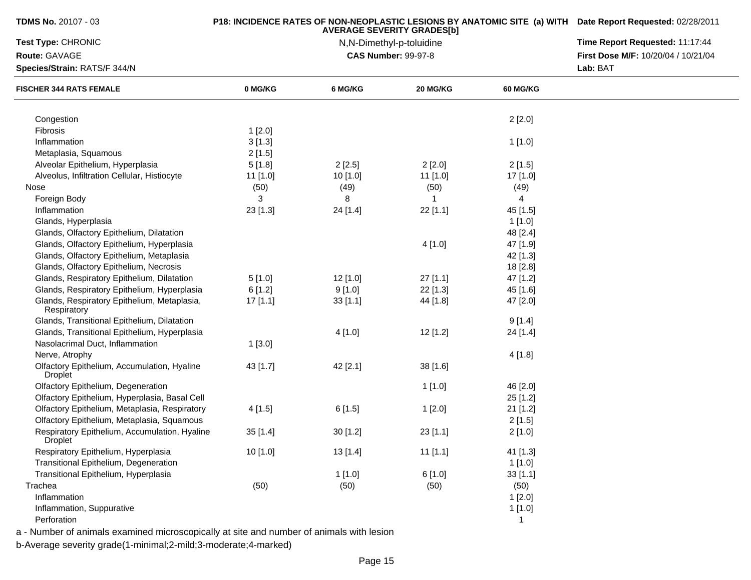| FISCHER 344 RATS FEMALE | 0 MG/KG | 6 MG/KG | 20 MG/KG | 60 MG/KG |
|---|---|---|---|---|
| Congestion | | | | 2 [2.0] |
| Fibrosis | 1 [2.0] | | | |
| Inflammation | 3 [1.3] | | | 1 [1.0] |
| Metaplasia, Squamous | 2 [1.5] | | | |
| Alveolar Epithelium, Hyperplasia | 5 [1.8] | 2 [2.5] | 2 [2.0] | 2 [1.5] |
| Alveolus, Infiltration Cellular, Histiocyte | 11 [1.0] | 10 [1.0] | 11 [1.0] | 17 [1.0] |
| Nose | (50) | (49) | (50) | (49) |
| Foreign Body | 3 | 8 | 1 | 4 |
| Inflammation | 23 [1.3] | 24 [1.4] | 22 [1.1] | 45 [1.5] |
| Glands, Hyperplasia | | | | 1 [1.0] |
| Glands, Olfactory Epithelium, Dilatation | | | | 48 [2.4] |
| Glands, Olfactory Epithelium, Hyperplasia | | | 4 [1.0] | 47 [1.9] |
| Glands, Olfactory Epithelium, Metaplasia | | | | 42 [1.3] |
| Glands, Olfactory Epithelium, Necrosis | | | | 18 [2.8] |
| Glands, Respiratory Epithelium, Dilatation | 5 [1.0] | 12 [1.0] | 27 [1.1] | 47 [1.2] |
| Glands, Respiratory Epithelium, Hyperplasia | 6 [1.2] | 9 [1.0] | 22 [1.3] | 45 [1.6] |
| Glands, Respiratory Epithelium, Metaplasia, Respiratory | 17 [1.1] | 33 [1.1] | 44 [1.8] | 47 [2.0] |
| Glands, Transitional Epithelium, Dilatation | | | | 9 [1.4] |
| Glands, Transitional Epithelium, Hyperplasia | | 4 [1.0] | 12 [1.2] | 24 [1.4] |
| Nasolacrimal Duct, Inflammation | 1 [3.0] | | | |
| Nerve, Atrophy | | | | 4 [1.8] |
| Olfactory Epithelium, Accumulation, Hyaline Droplet | 43 [1.7] | 42 [2.1] | 38 [1.6] | |
| Olfactory Epithelium, Degeneration | | | 1 [1.0] | 46 [2.0] |
| Olfactory Epithelium, Hyperplasia, Basal Cell | | | | 25 [1.2] |
| Olfactory Epithelium, Metaplasia, Respiratory | 4 [1.5] | 6 [1.5] | 1 [2.0] | 21 [1.2] |
| Olfactory Epithelium, Metaplasia, Squamous | | | | 2 [1.5] |
| Respiratory Epithelium, Accumulation, Hyaline Droplet | 35 [1.4] | 30 [1.2] | 23 [1.1] | 2 [1.0] |
| Respiratory Epithelium, Hyperplasia | 10 [1.0] | 13 [1.4] | 11 [1.1] | 41 [1.3] |
| Transitional Epithelium, Degeneration | | | | 1 [1.0] |
| Transitional Epithelium, Hyperplasia | | 1 [1.0] | 6 [1.0] | 33 [1.1] |
| Trachea | (50) | (50) | (50) | (50) |
| Inflammation | | | | 1 [2.0] |
| Inflammation, Suppurative | | | | 1 [1.0] |
| Perforation | | | | 1 |

a - Number of animals examined microscopically at site and number of animals with lesion

b-Average severity grade(1-minimal;2-mild;3-moderate;4-marked)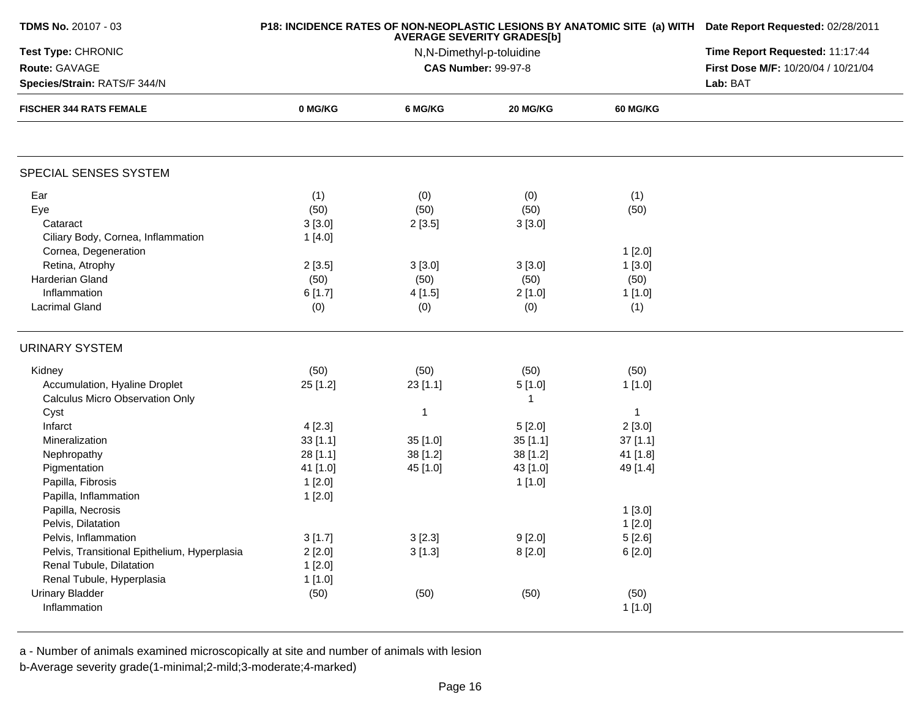**TDMS No.** 20107 - 03
**Test Type:** CHRONIC
**Route:** GAVAGE
**Species/Strain:** RATS/F 344/N

**P18: INCIDENCE RATES OF NON-NEOPLASTIC LESIONS BY ANATOMIC SITE (a) WITH AVERAGE SEVERITY GRADES[b]**
N,N-Dimethyl-p-toluidine
**CAS Number:** 99-97-8

**Date Report Requested:** 02/28/2011
**Time Report Requested:** 11:17:44
**First Dose M/F:** 10/20/04 / 10/21/04
**Lab:** BAT

| FISCHER 344 RATS FEMALE | 0 MG/KG | 6 MG/KG | 20 MG/KG | 60 MG/KG |
|---|---|---|---|---|
| **SPECIAL SENSES SYSTEM** | | | | |
| Ear | (1) | (0) | (0) | (1) |
| Eye | (50) | (50) | (50) | (50) |
| Cataract | 3 [3.0] | 2 [3.5] | 3 [3.0] | |
| Ciliary Body, Cornea, Inflammation | 1 [4.0] | | | |
| Cornea, Degeneration | | | | 1 [2.0] |
| Retina, Atrophy | 2 [3.5] | 3 [3.0] | 3 [3.0] | 1 [3.0] |
| Harderian Gland | (50) | (50) | (50) | (50) |
| Inflammation | 6 [1.7] | 4 [1.5] | 2 [1.0] | 1 [1.0] |
| Lacrimal Gland | (0) | (0) | (0) | (1) |
| **URINARY SYSTEM** | | | | |
| Kidney | (50) | (50) | (50) | (50) |
| Accumulation, Hyaline Droplet | 25 [1.2] | 23 [1.1] | 5 [1.0] | 1 [1.0] |
| Calculus Micro Observation Only | | | 1 | |
| Cyst | | 1 | | 1 |
| Infarct | 4 [2.3] | | 5 [2.0] | 2 [3.0] |
| Mineralization | 33 [1.1] | 35 [1.0] | 35 [1.1] | 37 [1.1] |
| Nephropathy | 28 [1.1] | 38 [1.2] | 38 [1.2] | 41 [1.8] |
| Pigmentation | 41 [1.0] | 45 [1.0] | 43 [1.0] | 49 [1.4] |
| Papilla, Fibrosis | 1 [2.0] | | 1 [1.0] | |
| Papilla, Inflammation | 1 [2.0] | | | |
| Papilla, Necrosis | | | | 1 [3.0] |
| Pelvis, Dilatation | | | | 1 [2.0] |
| Pelvis, Inflammation | 3 [1.7] | 3 [2.3] | 9 [2.0] | 5 [2.6] |
| Pelvis, Transitional Epithelium, Hyperplasia | 2 [2.0] | 3 [1.3] | 8 [2.0] | 6 [2.0] |
| Renal Tubule, Dilatation | 1 [2.0] | | | |
| Renal Tubule, Hyperplasia | 1 [1.0] | | | |
| Urinary Bladder | (50) | (50) | (50) | (50) |
| Inflammation | | | | 1 [1.0] |

a - Number of animals examined microscopically at site and number of animals with lesion
b-Average severity grade(1-minimal;2-mild;3-moderate;4-marked)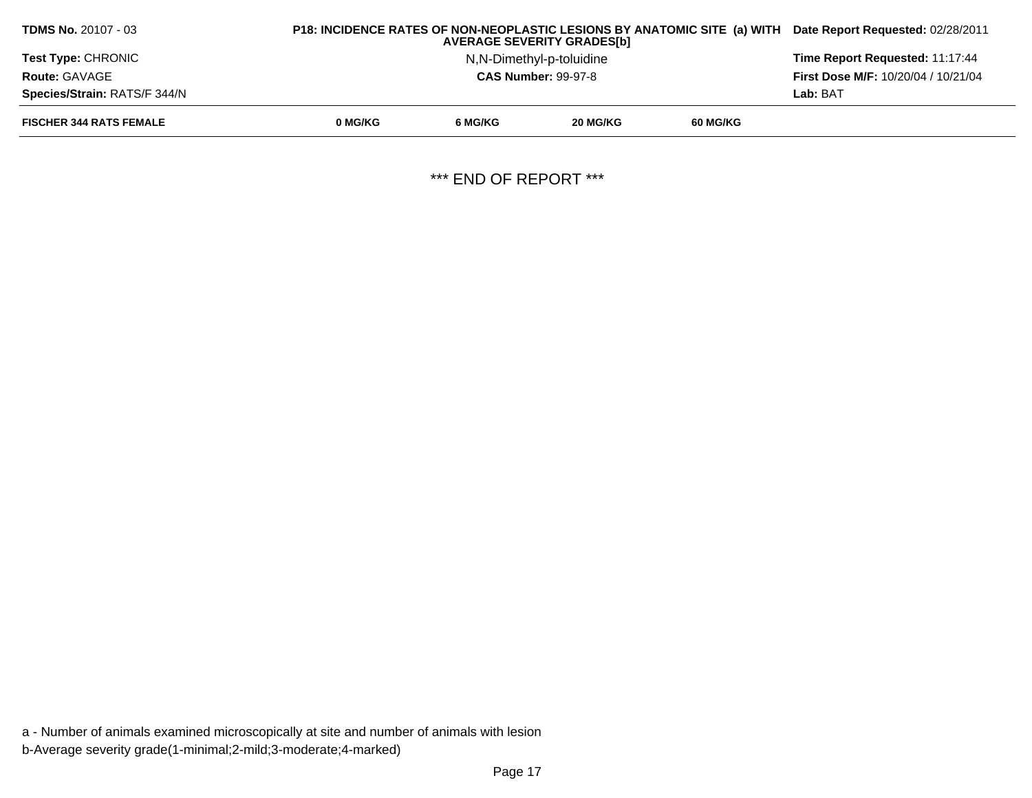| FISCHER 344 RATS FEMALE | 0 MG/KG | 6 MG/KG | 20 MG/KG | 60 MG/KG |
| --- | --- | --- | --- | --- |

*** END OF REPORT ***

a - Number of animals examined microscopically at site and number of animals with lesion
b-Average severity grade(1-minimal;2-mild;3-moderate;4-marked)